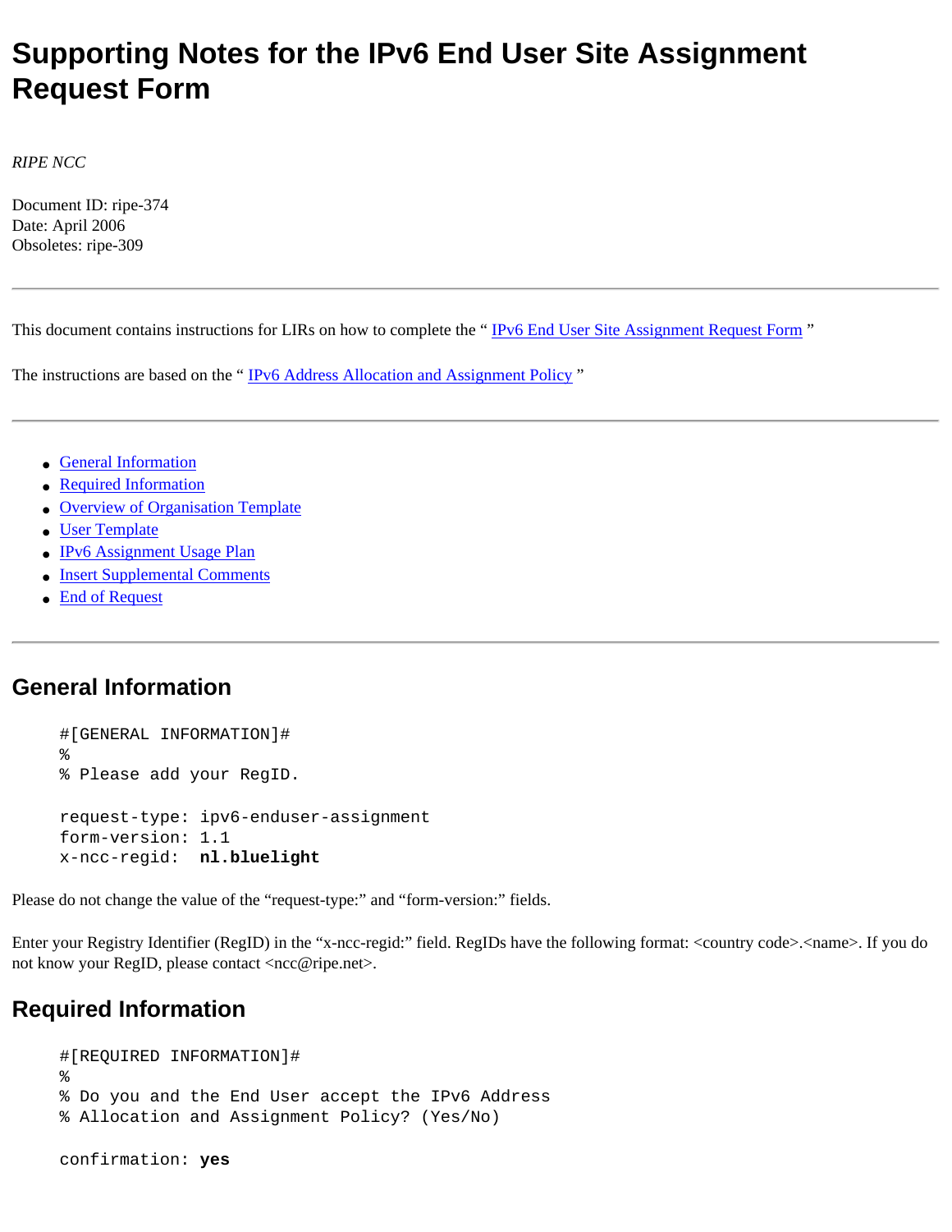# Supporting Notes for the IPv6 End User Site Assignment Request Form

*RIPE NCC*

Document ID: ripe-374
Date: April 2006
Obsoletes: ripe-309

---

This document contains instructions for LIRs on how to complete the “ IPv6 End User Site Assignment Request Form ”

The instructions are based on the “ IPv6 Address Allocation and Assignment Policy ”

---

- General Information
- Required Information
- Overview of Organisation Template
- User Template
- IPv6 Assignment Usage Plan
- Insert Supplemental Comments
- End of Request

---

## General Information

```
#[GENERAL INFORMATION]#
%
% Please add your RegID.

request-type: ipv6-enduser-assignment
form-version: 1.1
x-ncc-regid:  nl.bluelight
```

Please do not change the value of the “request-type:” and “form-version:” fields.

Enter your Registry Identifier (RegID) in the “x-ncc-regid:” field. RegIDs have the following format: <country code>.<name>. If you do not know your RegID, please contact <ncc@ripe.net>.

## Required Information

```
#[REQUIRED INFORMATION]#
%
% Do you and the End User accept the IPv6 Address
% Allocation and Assignment Policy? (Yes/No)

confirmation: yes
```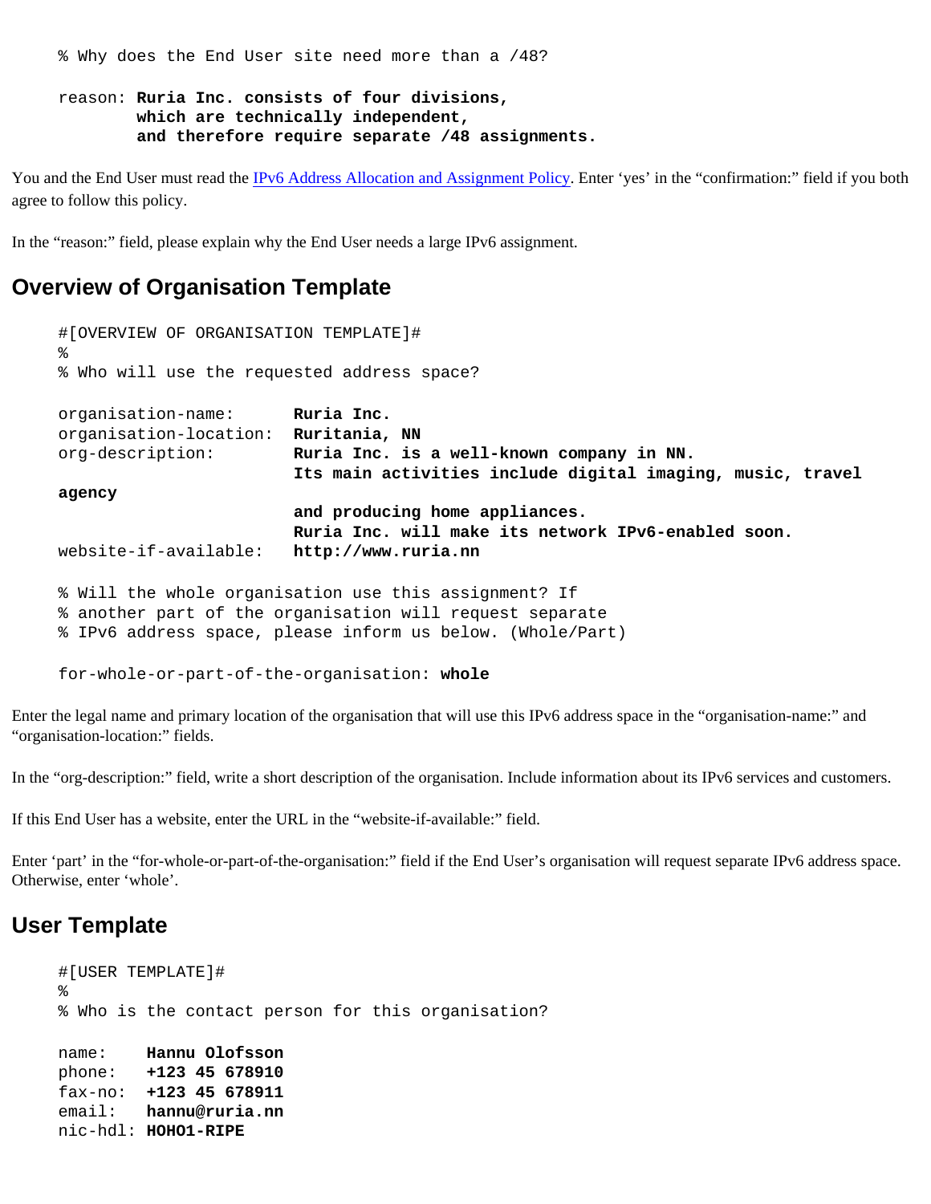```
% Why does the End User site need more than a /48?

reason: Ruria Inc. consists of four divisions,
        which are technically independent,
        and therefore require separate /48 assignments.
```

You and the End User must read the IPv6 Address Allocation and Assignment Policy. Enter 'yes' in the "confirmation:" field if you both agree to follow this policy.

In the "reason:" field, please explain why the End User needs a large IPv6 assignment.

## Overview of Organisation Template

```
#[OVERVIEW OF ORGANISATION TEMPLATE]#
%
% Who will use the requested address space?

organisation-name:      Ruria Inc.
organisation-location:  Ruritania, NN
org-description:        Ruria Inc. is a well-known company in NN.
                        Its main activities include digital imaging, music, travel
agency
                        and producing home appliances.
                        Ruria Inc. will make its network IPv6-enabled soon.
website-if-available:   http://www.ruria.nn

% Will the whole organisation use this assignment? If
% another part of the organisation will request separate
% IPv6 address space, please inform us below. (Whole/Part)

for-whole-or-part-of-the-organisation: whole
```

Enter the legal name and primary location of the organisation that will use this IPv6 address space in the "organisation-name:" and "organisation-location:" fields.

In the "org-description:" field, write a short description of the organisation. Include information about its IPv6 services and customers.

If this End User has a website, enter the URL in the "website-if-available:" field.

Enter 'part' in the "for-whole-or-part-of-the-organisation:" field if the End User's organisation will request separate IPv6 address space. Otherwise, enter 'whole'.

## User Template

```
#[USER TEMPLATE]#
%
% Who is the contact person for this organisation?

name:    Hannu Olofsson
phone:   +123 45 678910
fax-no:  +123 45 678911
email:   hannu@ruria.nn
nic-hdl: HOHO1-RIPE
```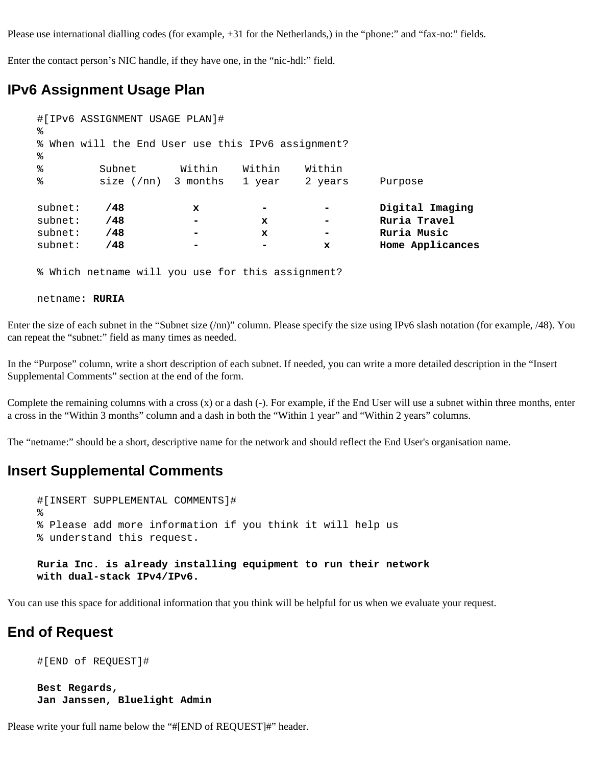Please use international dialling codes (for example, +31 for the Netherlands,) in the “phone:” and “fax-no:” fields.

Enter the contact person’s NIC handle, if they have one, in the “nic-hdl:” field.

## IPv6 Assignment Usage Plan

```
#[IPv6 ASSIGNMENT USAGE PLAN]#
%
% When will the End User use this IPv6 assignment?
%
%         Subnet      Within    Within    Within
%         size (/nn)  3 months  1 year    2 years     Purpose

subnet:    /48          x         -         -        Digital Imaging
subnet:    /48          -         x         -        Ruria Travel
subnet:    /48          -         x         -        Ruria Music
subnet:    /48          -         -         x        Home Applicances

% Which netname will you use for this assignment?

netname: RURIA
```

Enter the size of each subnet in the “Subnet size (/nn)” column. Please specify the size using IPv6 slash notation (for example, /48). You can repeat the “subnet:” field as many times as needed.

In the “Purpose” column, write a short description of each subnet. If needed, you can write a more detailed description in the “Insert Supplemental Comments” section at the end of the form.

Complete the remaining columns with a cross (x) or a dash (-). For example, if the End User will use a subnet within three months, enter a cross in the “Within 3 months” column and a dash in both the “Within 1 year” and “Within 2 years” columns.

The “netname:” should be a short, descriptive name for the network and should reflect the End User's organisation name.

## Insert Supplemental Comments

```
#[INSERT SUPPLEMENTAL COMMENTS]#
%
% Please add more information if you think it will help us
% understand this request.

Ruria Inc. is already installing equipment to run their network
with dual-stack IPv4/IPv6.
```

You can use this space for additional information that you think will be helpful for us when we evaluate your request.

## End of Request

```
#[END of REQUEST]#

Best Regards,
Jan Janssen, Bluelight Admin
```

Please write your full name below the “#[END of REQUEST]#” header.